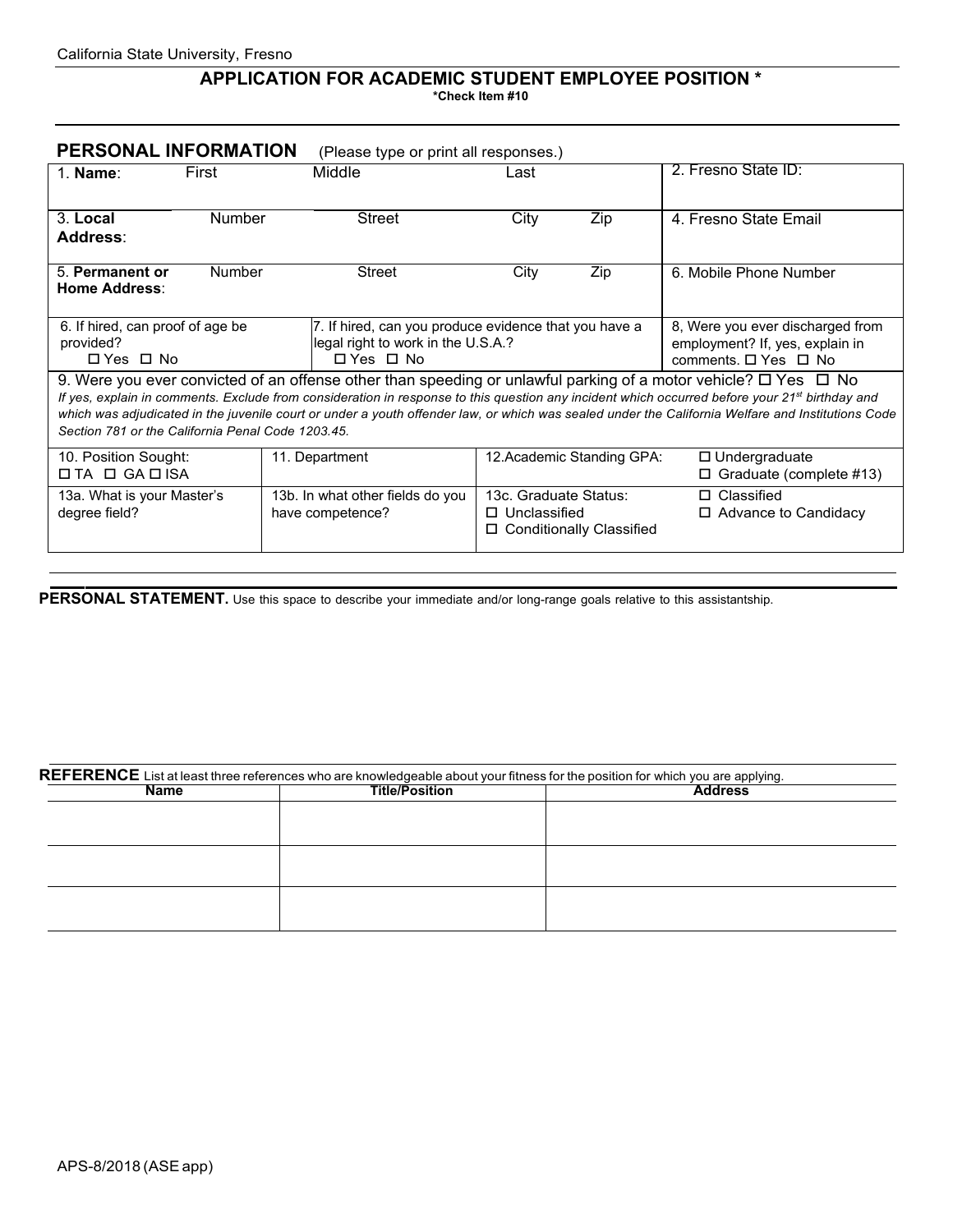California State University, Fresno

# APPLICATION FOR ACADEMIC STUDENT EMPLOYEE POSITION *

**\*Check Item #10**

## PERSONAL INFORMATION (Please type or print all responses.)

| | | | | |
|---|---|---|---|---|
| 1. **Name**: First | Middle | Last | | 2. Fresno State ID: |
| 3. **Local Address**: Number | Street | City | Zip | 4. Fresno State Email |
| 5. **Permanent or Home Address**: Number | Street | City | Zip | 6. Mobile Phone Number |
| 6. If hired, can proof of age be provided? ☐ Yes ☐ No | 7. If hired, can you produce evidence that you have a legal right to work in the U.S.A.? ☐ Yes ☐ No | | | 8, Were you ever discharged from employment? If, yes, explain in comments. ☐ Yes ☐ No |

9. Were you ever convicted of an offense other than speeding or unlawful parking of a motor vehicle? ☐ Yes ☐ No
*If yes, explain in comments. Exclude from consideration in response to this question any incident which occurred before your 21st birthday and which was adjudicated in the juvenile court or under a youth offender law, or which was sealed under the California Welfare and Institutions Code Section 781 or the California Penal Code 1203.45.*

| | | | |
|---|---|---|---|
| 10. Position Sought: ☐ TA ☐ GA ☐ ISA | 11. Department | 12.Academic Standing GPA: | ☐ Undergraduate ☐ Graduate (complete #13) |
| 13a. What is your Master's degree field? | 13b. In what other fields do you have competence? | 13c. Graduate Status: ☐ Unclassified ☐ Conditionally Classified | ☐ Classified ☐ Advance to Candidacy |

**PERSONAL STATEMENT.** Use this space to describe your immediate and/or long-range goals relative to this assistantship.

**REFERENCE** List at least three references who are knowledgeable about your fitness for the position for which you are applying.

| Name | Title/Position | Address |
|---|---|---|
| | | |
| | | |
| | | |

APS-8/2018 (ASE app)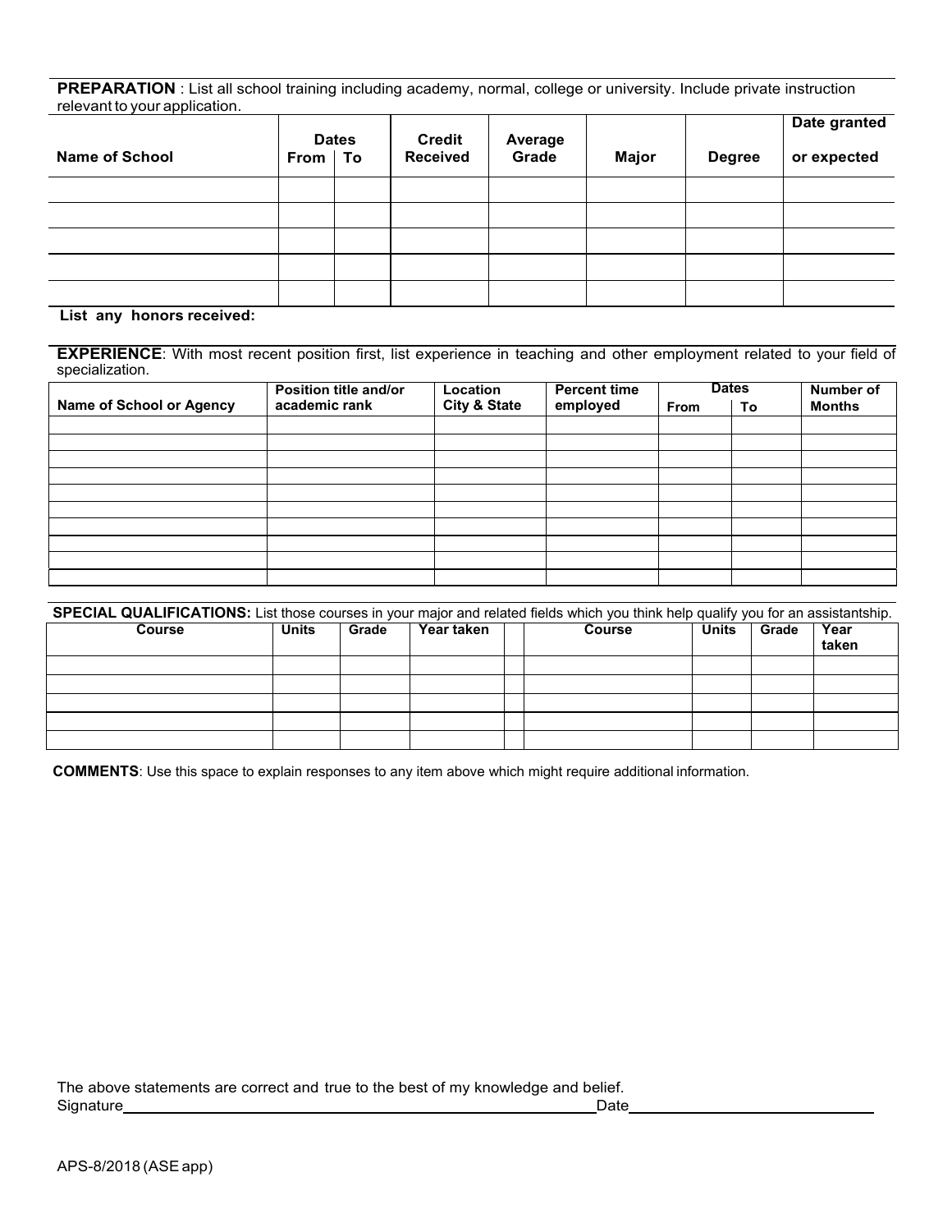**PREPARATION** : List all school training including academy, normal, college or university. Include private instruction relevant to your application.

| Name of School | Dates From | To | Credit Received | Average Grade | Major | Degree | Date granted or expected |
|---|---|---|---|---|---|---|---|
| | | | | | | | |
| | | | | | | | |
| | | | | | | | |
| | | | | | | | |
| | | | | | | | |

**List any honors received:**

**EXPERIENCE**: With most recent position first, list experience in teaching and other employment related to your field of specialization.

| Name of School or Agency | Position title and/or academic rank | Location City & State | Percent time employed | Dates From | To | Number of Months |
|---|---|---|---|---|---|---|
| | | | | | | |
| | | | | | | |
| | | | | | | |
| | | | | | | |
| | | | | | | |
| | | | | | | |
| | | | | | | |
| | | | | | | |
| | | | | | | |
| | | | | | | |

**SPECIAL QUALIFICATIONS:** List those courses in your major and related fields which you think help qualify you for an assistantship.

| Course | Units | Grade | Year taken | | Course | Units | Grade | Year taken |
|---|---|---|---|---|---|---|---|---|
| | | | | | | | | |
| | | | | | | | | |
| | | | | | | | | |
| | | | | | | | | |
| | | | | | | | | |

**COMMENTS**: Use this space to explain responses to any item above which might require additional information.

The above statements are correct and true to the best of my knowledge and belief.

Signature\_\_\_\_\_\_\_\_\_\_\_\_\_\_\_\_\_\_\_\_\_\_\_\_\_\_\_\_\_\_\_\_\_\_\_\_\_\_\_\_ Date\_\_\_\_\_\_\_\_\_\_\_\_\_\_\_\_\_\_\_\_

APS-8/2018 (ASE app)